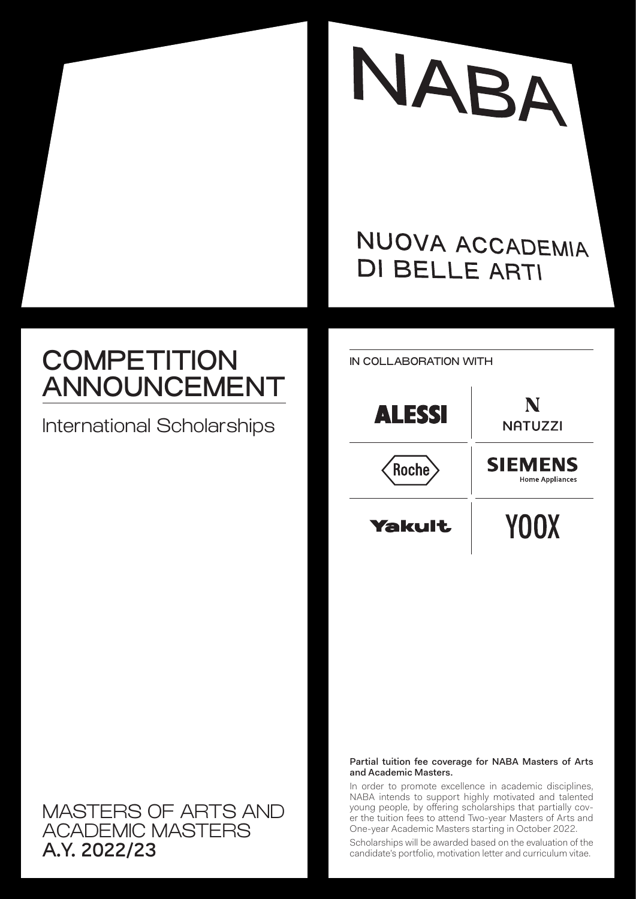# NABA

NUOVA ACCADEMIA DI BELLE ARTI

## COMPETITION ANNOUNCEMENT

International Scholarships

IN COLLABORATION WITH

ALESSI | NATUZZI
Roche | SIEMENS Home Appliances
Yakult | YOOX

MASTERS OF ARTS AND ACADEMIC MASTERS
**A.Y. 2022/23**

**Partial tuition fee coverage for NABA Masters of Arts and Academic Masters.**

In order to promote excellence in academic disciplines, NABA intends to support highly motivated and talented young people, by offering scholarships that partially cover the tuition fees to attend Two-year Masters of Arts and One-year Academic Masters starting in October 2022.

Scholarships will be awarded based on the evaluation of the candidate's portfolio, motivation letter and curriculum vitae.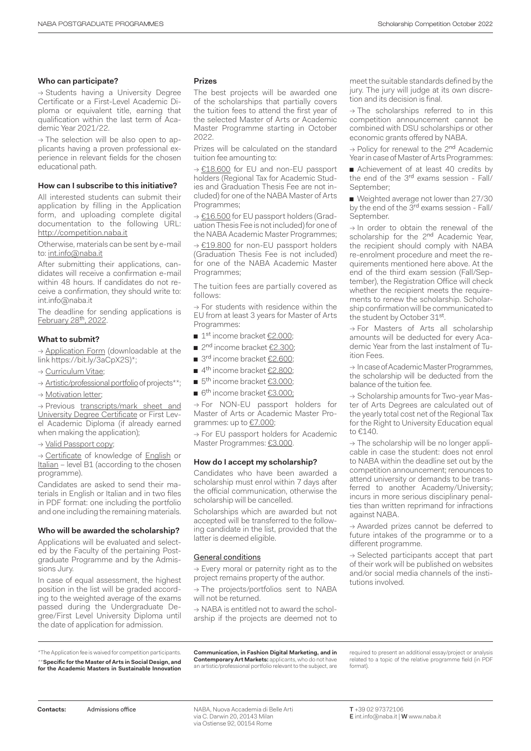### Who can participate?

→ Students having a University Degree Certificate or a First-Level Academic Diploma or equivalent title, earning that qualification within the last term of Academic Year 2021/22.

→ The selection will be also open to applicants having a proven professional experience in relevant fields for the chosen educational path.

### How can I subscribe to this initiative?

All interested students can submit their application by filling in the Application form, and uploading complete digital documentation to the following URL: http://competition.naba.it

Otherwise, materials can be sent by e-mail to: int.info@naba.it

After submitting their applications, candidates will receive a confirmation e-mail within 48 hours. If candidates do not receive a confirmation, they should write to: int.info@naba.it

The deadline for sending applications is February 28th, 2022.

### What to submit?

→ Application Form (downloadable at the link https://bit.ly/3aCpX2S)*;

→ Curriculum Vitae;

→ Artistic/professional portfolio of projects**;

→ Motivation letter;

→ Previous transcripts/mark sheet and University Degree Certificate or First Level Academic Diploma (if already earned when making the application);

→ Valid Passport copy;

→ Certificate of knowledge of English or Italian – level B1 (according to the chosen programme).

Candidates are asked to send their materials in English or Italian and in two files in PDF format: one including the portfolio and one including the remaining materials.

### Who will be awarded the scholarship?

Applications will be evaluated and selected by the Faculty of the pertaining Postgraduate Programme and by the Admissions Jury.

In case of equal assessment, the highest position in the list will be graded according to the weighted average of the exams passed during the Undergraduate Degree/First Level University Diploma until the date of application for admission.

### Prizes

The best projects will be awarded one of the scholarships that partially covers the tuition fees to attend the first year of the selected Master of Arts or Academic Master Programme starting in October 2022.

Prizes will be calculated on the standard tuition fee amounting to:

→ €18.600 for EU and non-EU passport holders (Regional Tax for Academic Studies and Graduation Thesis Fee are not included) for one of the NABA Master of Arts Programmes;

→ €16.500 for EU passport holders (Graduation Thesis Fee is not included) for one of the NABA Academic Master Programmes;

→ €19.800 for non-EU passport holders (Graduation Thesis Fee is not included) for one of the NABA Academic Master Programmes;

The tuition fees are partially covered as follows:

→ For students with residence within the EU from at least 3 years for Master of Arts Programmes:

- 1st income bracket €2.000;
- 2nd income bracket €2.300;
- 3rd income bracket €2.600;
- 4th income bracket €2.800;
- 5th income bracket €3.000;
- 6th income bracket €3.000;

→ For NON-EU passport holders for Master of Arts or Academic Master Programmes: up to €7.000;

→ For EU passport holders for Academic Master Programmes: €3.000.

### How do I accept my scholarship?

Candidates who have been awarded a scholarship must enrol within 7 days after the official communication, otherwise the scholarship will be cancelled.

Scholarships which are awarded but not accepted will be transferred to the following candidate in the list, provided that the latter is deemed eligible.

### General conditions

→ Every moral or paternity right as to the project remains property of the author.

→ The projects/portfolios sent to NABA will not be returned.

→ NABA is entitled not to award the scholarship if the projects are deemed not to meet the suitable standards defined by the jury. The jury will judge at its own discretion and its decision is final.

→ The scholarships referred to in this competition announcement cannot be combined with DSU scholarships or other economic grants offered by NABA.

→ Policy for renewal to the 2nd Academic Year in case of Master of Arts Programmes:

- Achievement of at least 40 credits by the end of the 3rd exams session - Fall/September;
- Weighted average not lower than 27/30 by the end of the 3rd exams session - Fall/September.

→ In order to obtain the renewal of the scholarship for the 2nd Academic Year, the recipient should comply with NABA re-enrolment procedure and meet the requirements mentioned here above. At the end of the third exam session (Fall/September), the Registration Office will check whether the recipient meets the requirements to renew the scholarship. Scholarship confirmation will be communicated to the student by October 31st.

→ For Masters of Arts all scholarship amounts will be deducted for every Academic Year from the last instalment of Tuition Fees.

→ In case of Academic Master Programmes, the scholarship will be deducted from the balance of the tuition fee.

→ Scholarship amounts for Two-year Master of Arts Degrees are calculated out of the yearly total cost net of the Regional Tax for the Right to University Education equal to €140.

→ The scholarship will be no longer applicable in case the student: does not enrol to NABA within the deadline set out by the competition announcement; renounces to attend university or demands to be transferred to another Academy/University; incurs in more serious disciplinary penalties than written reprimand for infractions against NABA.

→ Awarded prizes cannot be deferred to future intakes of the programme or to a different programme.

→ Selected participants accept that part of their work will be published on websites and/or social media channels of the institutions involved.

---

*The Application fee is waived for competition participants.

****Specific for the Master of Arts in Social Design, and for the Academic Masters in Sustainable Innovation Communication, in Fashion Digital Marketing, and in Contemporary Art Markets:** applicants, who do not have an artistic/professional portfolio relevant to the subject, are required to present an additional essay/project or analysis related to a topic of the relative programme field (in PDF format).

**Contacts:** Admissions office

NABA, Nuova Accademia di Belle Arti
via C. Darwin 20, 20143 Milan
via Ostiense 92, 00154 Rome

**T** +39 02 97372106
**E** int.info@naba.it | **W** www.naba.it